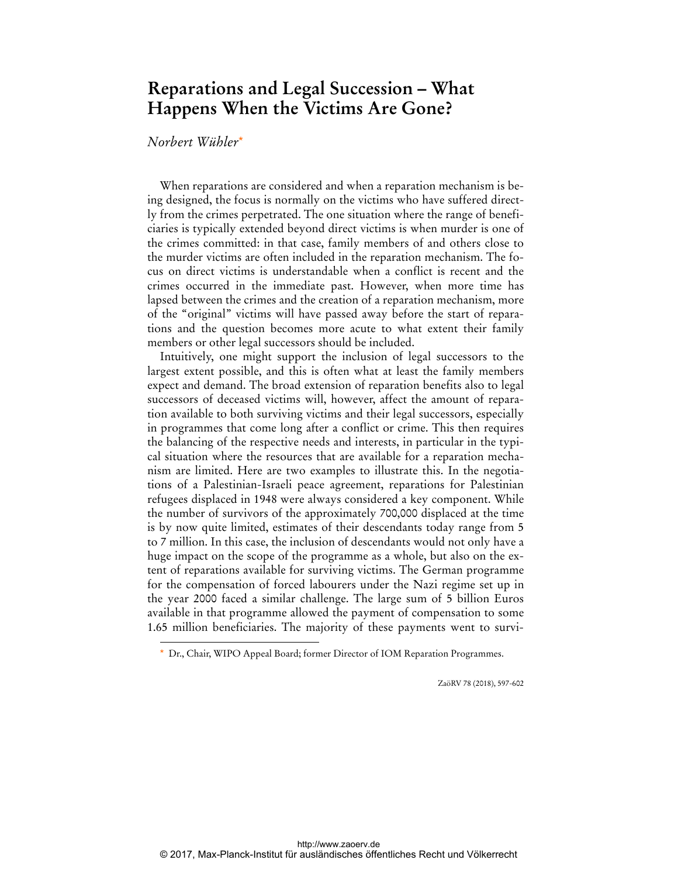# Reparations and Legal Succession – What Happens When the Victims Are Gone?

*Norbert Wühler*[*]

When reparations are considered and when a reparation mechanism is being designed, the focus is normally on the victims who have suffered directly from the crimes perpetrated. The one situation where the range of beneficiaries is typically extended beyond direct victims is when murder is one of the crimes committed: in that case, family members of and others close to the murder victims are often included in the reparation mechanism. The focus on direct victims is understandable when a conflict is recent and the crimes occurred in the immediate past. However, when more time has lapsed between the crimes and the creation of a reparation mechanism, more of the "original" victims will have passed away before the start of reparations and the question becomes more acute to what extent their family members or other legal successors should be included.

Intuitively, one might support the inclusion of legal successors to the largest extent possible, and this is often what at least the family members expect and demand. The broad extension of reparation benefits also to legal successors of deceased victims will, however, affect the amount of reparation available to both surviving victims and their legal successors, especially in programmes that come long after a conflict or crime. This then requires the balancing of the respective needs and interests, in particular in the typical situation where the resources that are available for a reparation mechanism are limited. Here are two examples to illustrate this. In the negotiations of a Palestinian-Israeli peace agreement, reparations for Palestinian refugees displaced in 1948 were always considered a key component. While the number of survivors of the approximately 700,000 displaced at the time is by now quite limited, estimates of their descendants today range from 5 to 7 million. In this case, the inclusion of descendants would not only have a huge impact on the scope of the programme as a whole, but also on the extent of reparations available for surviving victims. The German programme for the compensation of forced labourers under the Nazi regime set up in the year 2000 faced a similar challenge. The large sum of 5 billion Euros available in that programme allowed the payment of compensation to some 1.65 million beneficiaries. The majority of these payments went to survi-

---

[*] Dr., Chair, WIPO Appeal Board; former Director of IOM Reparation Programmes.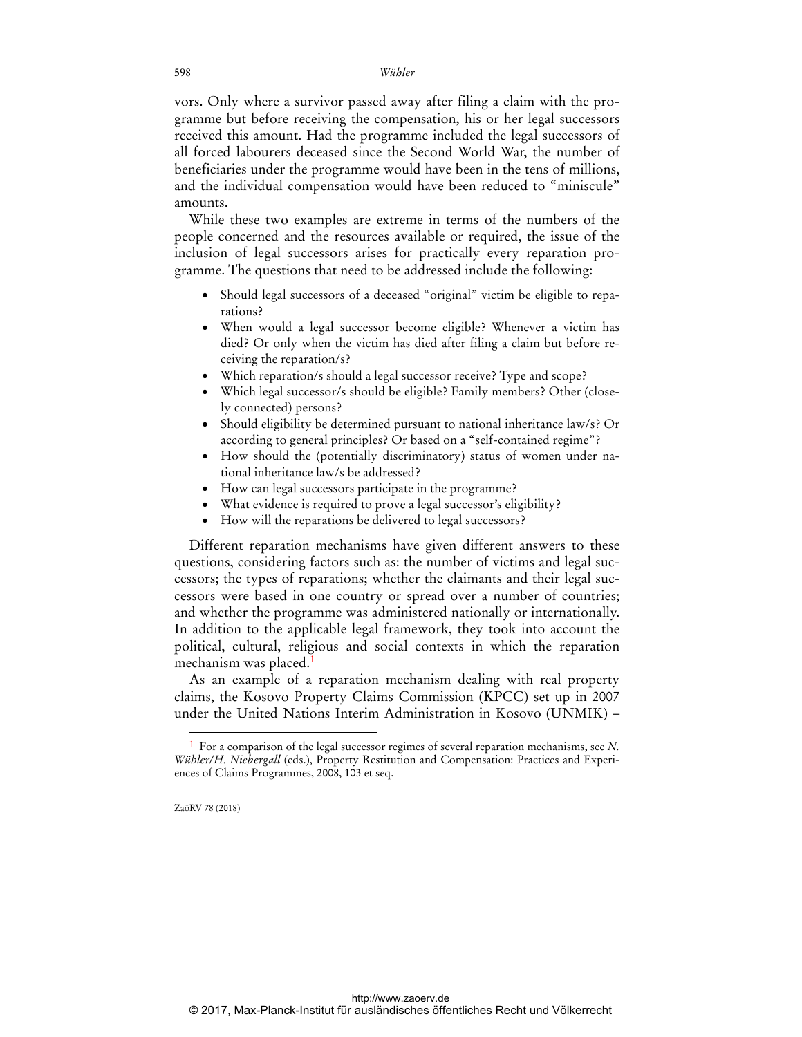vors. Only where a survivor passed away after filing a claim with the programme but before receiving the compensation, his or her legal successors received this amount. Had the programme included the legal successors of all forced labourers deceased since the Second World War, the number of beneficiaries under the programme would have been in the tens of millions, and the individual compensation would have been reduced to "miniscule" amounts.

While these two examples are extreme in terms of the numbers of the people concerned and the resources available or required, the issue of the inclusion of legal successors arises for practically every reparation programme. The questions that need to be addressed include the following:

- Should legal successors of a deceased "original" victim be eligible to reparations?
- When would a legal successor become eligible? Whenever a victim has died? Or only when the victim has died after filing a claim but before receiving the reparation/s?
- Which reparation/s should a legal successor receive? Type and scope?
- Which legal successor/s should be eligible? Family members? Other (closely connected) persons?
- Should eligibility be determined pursuant to national inheritance law/s? Or according to general principles? Or based on a "self-contained regime"?
- How should the (potentially discriminatory) status of women under national inheritance law/s be addressed?
- How can legal successors participate in the programme?
- What evidence is required to prove a legal successor's eligibility?
- How will the reparations be delivered to legal successors?

Different reparation mechanisms have given different answers to these questions, considering factors such as: the number of victims and legal successors; the types of reparations; whether the claimants and their legal successors were based in one country or spread over a number of countries; and whether the programme was administered nationally or internationally. In addition to the applicable legal framework, they took into account the political, cultural, religious and social contexts in which the reparation mechanism was placed.[1]

As an example of a reparation mechanism dealing with real property claims, the Kosovo Property Claims Commission (KPCC) set up in 2007 under the United Nations Interim Administration in Kosovo (UNMIK) –

[1] For a comparison of the legal successor regimes of several reparation mechanisms, see *N. Wühler/H. Niebergall* (eds.), Property Restitution and Compensation: Practices and Experiences of Claims Programmes, 2008, 103 et seq.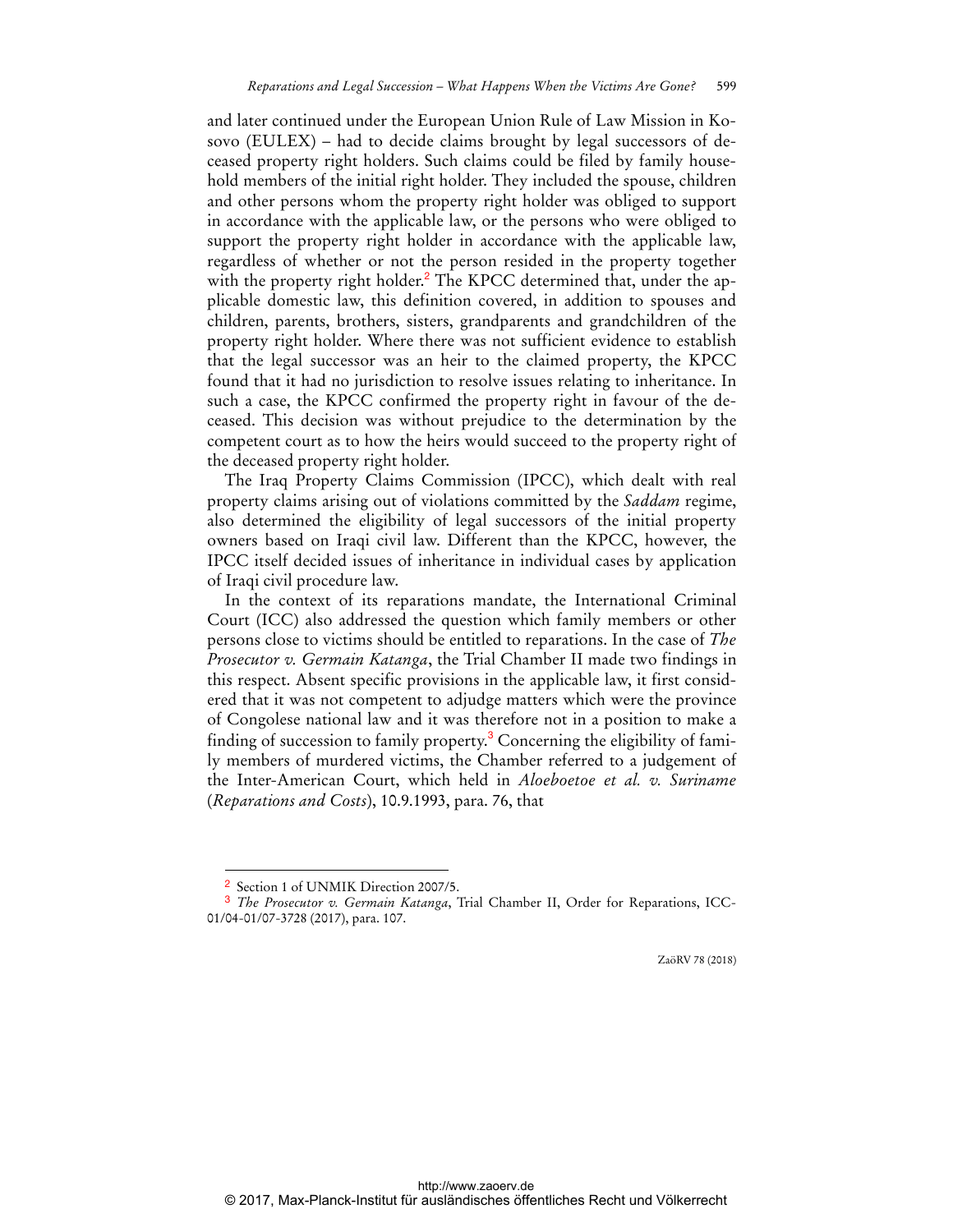and later continued under the European Union Rule of Law Mission in Kosovo (EULEX) – had to decide claims brought by legal successors of deceased property right holders. Such claims could be filed by family household members of the initial right holder. They included the spouse, children and other persons whom the property right holder was obliged to support in accordance with the applicable law, or the persons who were obliged to support the property right holder in accordance with the applicable law, regardless of whether or not the person resided in the property together with the property right holder.[2] The KPCC determined that, under the applicable domestic law, this definition covered, in addition to spouses and children, parents, brothers, sisters, grandparents and grandchildren of the property right holder. Where there was not sufficient evidence to establish that the legal successor was an heir to the claimed property, the KPCC found that it had no jurisdiction to resolve issues relating to inheritance. In such a case, the KPCC confirmed the property right in favour of the deceased. This decision was without prejudice to the determination by the competent court as to how the heirs would succeed to the property right of the deceased property right holder.

The Iraq Property Claims Commission (IPCC), which dealt with real property claims arising out of violations committed by the *Saddam* regime, also determined the eligibility of legal successors of the initial property owners based on Iraqi civil law. Different than the KPCC, however, the IPCC itself decided issues of inheritance in individual cases by application of Iraqi civil procedure law.

In the context of its reparations mandate, the International Criminal Court (ICC) also addressed the question which family members or other persons close to victims should be entitled to reparations. In the case of *The Prosecutor v. Germain Katanga*, the Trial Chamber II made two findings in this respect. Absent specific provisions in the applicable law, it first considered that it was not competent to adjudge matters which were the province of Congolese national law and it was therefore not in a position to make a finding of succession to family property.[3] Concerning the eligibility of family members of murdered victims, the Chamber referred to a judgement of the Inter-American Court, which held in *Aloeboetoe et al. v. Suriname* (*Reparations and Costs*), 10.9.1993, para. 76, that

---

[2] Section 1 of UNMIK Direction 2007/5.

[3] *The Prosecutor v. Germain Katanga*, Trial Chamber II, Order for Reparations, ICC-01/04-01/07-3728 (2017), para. 107.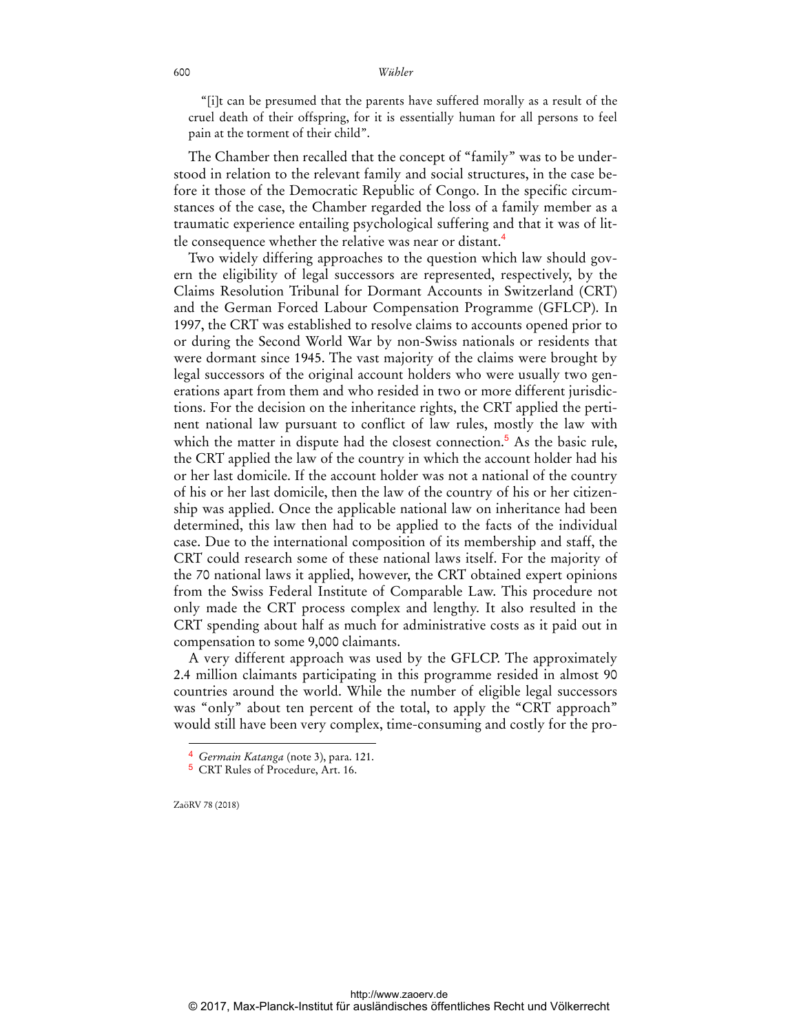"[i]t can be presumed that the parents have suffered morally as a result of the cruel death of their offspring, for it is essentially human for all persons to feel pain at the torment of their child".

The Chamber then recalled that the concept of "family" was to be understood in relation to the relevant family and social structures, in the case before it those of the Democratic Republic of Congo. In the specific circumstances of the case, the Chamber regarded the loss of a family member as a traumatic experience entailing psychological suffering and that it was of little consequence whether the relative was near or distant.[4]

Two widely differing approaches to the question which law should govern the eligibility of legal successors are represented, respectively, by the Claims Resolution Tribunal for Dormant Accounts in Switzerland (CRT) and the German Forced Labour Compensation Programme (GFLCP). In 1997, the CRT was established to resolve claims to accounts opened prior to or during the Second World War by non-Swiss nationals or residents that were dormant since 1945. The vast majority of the claims were brought by legal successors of the original account holders who were usually two generations apart from them and who resided in two or more different jurisdictions. For the decision on the inheritance rights, the CRT applied the pertinent national law pursuant to conflict of law rules, mostly the law with which the matter in dispute had the closest connection.[5] As the basic rule, the CRT applied the law of the country in which the account holder had his or her last domicile. If the account holder was not a national of the country of his or her last domicile, then the law of the country of his or her citizenship was applied. Once the applicable national law on inheritance had been determined, this law then had to be applied to the facts of the individual case. Due to the international composition of its membership and staff, the CRT could research some of these national laws itself. For the majority of the 70 national laws it applied, however, the CRT obtained expert opinions from the Swiss Federal Institute of Comparable Law. This procedure not only made the CRT process complex and lengthy. It also resulted in the CRT spending about half as much for administrative costs as it paid out in compensation to some 9,000 claimants.

A very different approach was used by the GFLCP. The approximately 2.4 million claimants participating in this programme resided in almost 90 countries around the world. While the number of eligible legal successors was "only" about ten percent of the total, to apply the "CRT approach" would still have been very complex, time-consuming and costly for the pro-

---

[4] *Germain Katanga* (note 3), para. 121.

[5] CRT Rules of Procedure, Art. 16.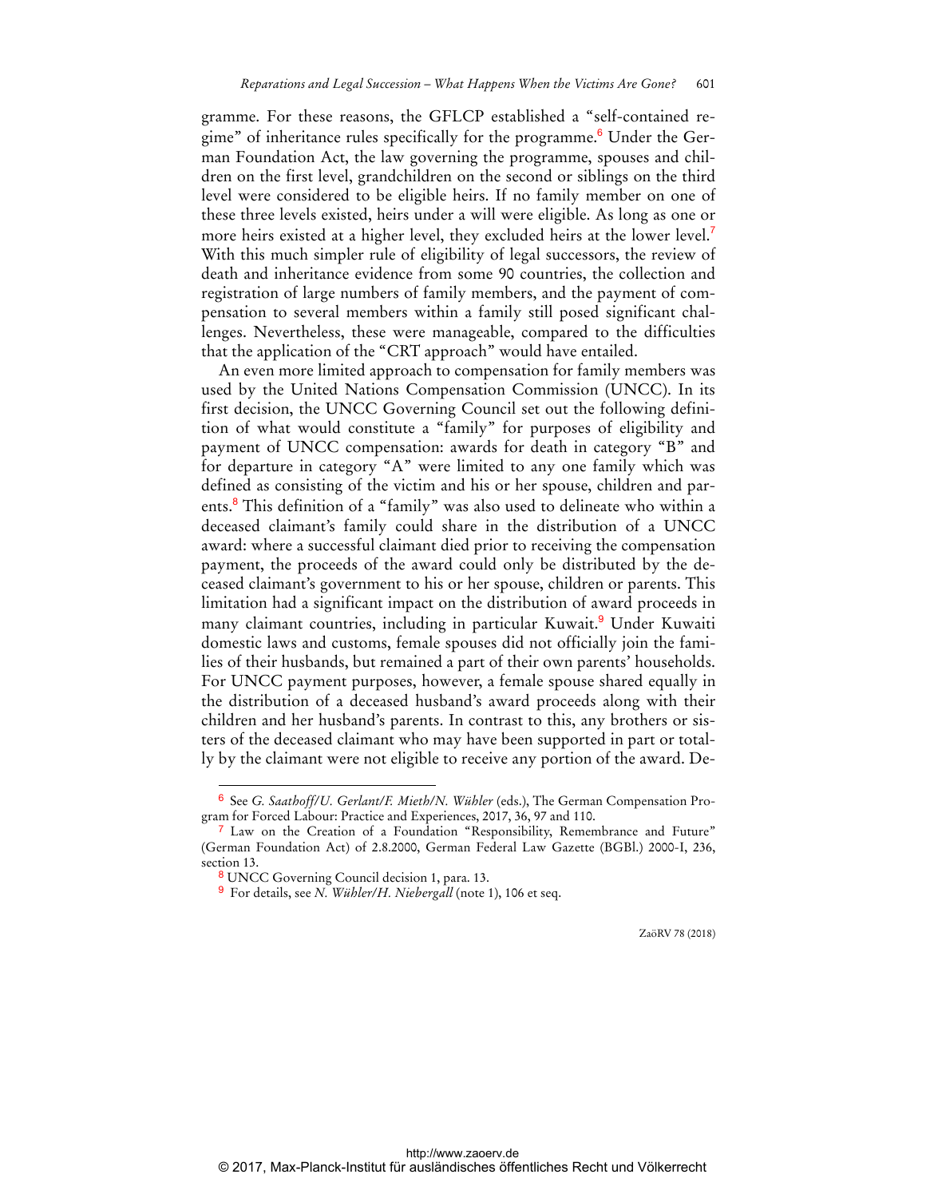gramme. For these reasons, the GFLCP established a "self-contained regime" of inheritance rules specifically for the programme.[6] Under the German Foundation Act, the law governing the programme, spouses and children on the first level, grandchildren on the second or siblings on the third level were considered to be eligible heirs. If no family member on one of these three levels existed, heirs under a will were eligible. As long as one or more heirs existed at a higher level, they excluded heirs at the lower level.[7] With this much simpler rule of eligibility of legal successors, the review of death and inheritance evidence from some 90 countries, the collection and registration of large numbers of family members, and the payment of compensation to several members within a family still posed significant challenges. Nevertheless, these were manageable, compared to the difficulties that the application of the "CRT approach" would have entailed.

An even more limited approach to compensation for family members was used by the United Nations Compensation Commission (UNCC). In its first decision, the UNCC Governing Council set out the following definition of what would constitute a "family" for purposes of eligibility and payment of UNCC compensation: awards for death in category "B" and for departure in category "A" were limited to any one family which was defined as consisting of the victim and his or her spouse, children and parents.[8] This definition of a "family" was also used to delineate who within a deceased claimant's family could share in the distribution of a UNCC award: where a successful claimant died prior to receiving the compensation payment, the proceeds of the award could only be distributed by the deceased claimant's government to his or her spouse, children or parents. This limitation had a significant impact on the distribution of award proceeds in many claimant countries, including in particular Kuwait.[9] Under Kuwaiti domestic laws and customs, female spouses did not officially join the families of their husbands, but remained a part of their own parents' households. For UNCC payment purposes, however, a female spouse shared equally in the distribution of a deceased husband's award proceeds along with their children and her husband's parents. In contrast to this, any brothers or sisters of the deceased claimant who may have been supported in part or totally by the claimant were not eligible to receive any portion of the award. De-

---

[6] See *G. Saathoff/U. Gerlant/F. Mieth/N. Wühler* (eds.), The German Compensation Program for Forced Labour: Practice and Experiences, 2017, 36, 97 and 110.

[7] Law on the Creation of a Foundation "Responsibility, Remembrance and Future" (German Foundation Act) of 2.8.2000, German Federal Law Gazette (BGBl.) 2000-I, 236, section 13.

[8] UNCC Governing Council decision 1, para. 13.

[9] For details, see *N. Wühler/H. Niebergall* (note 1), 106 et seq.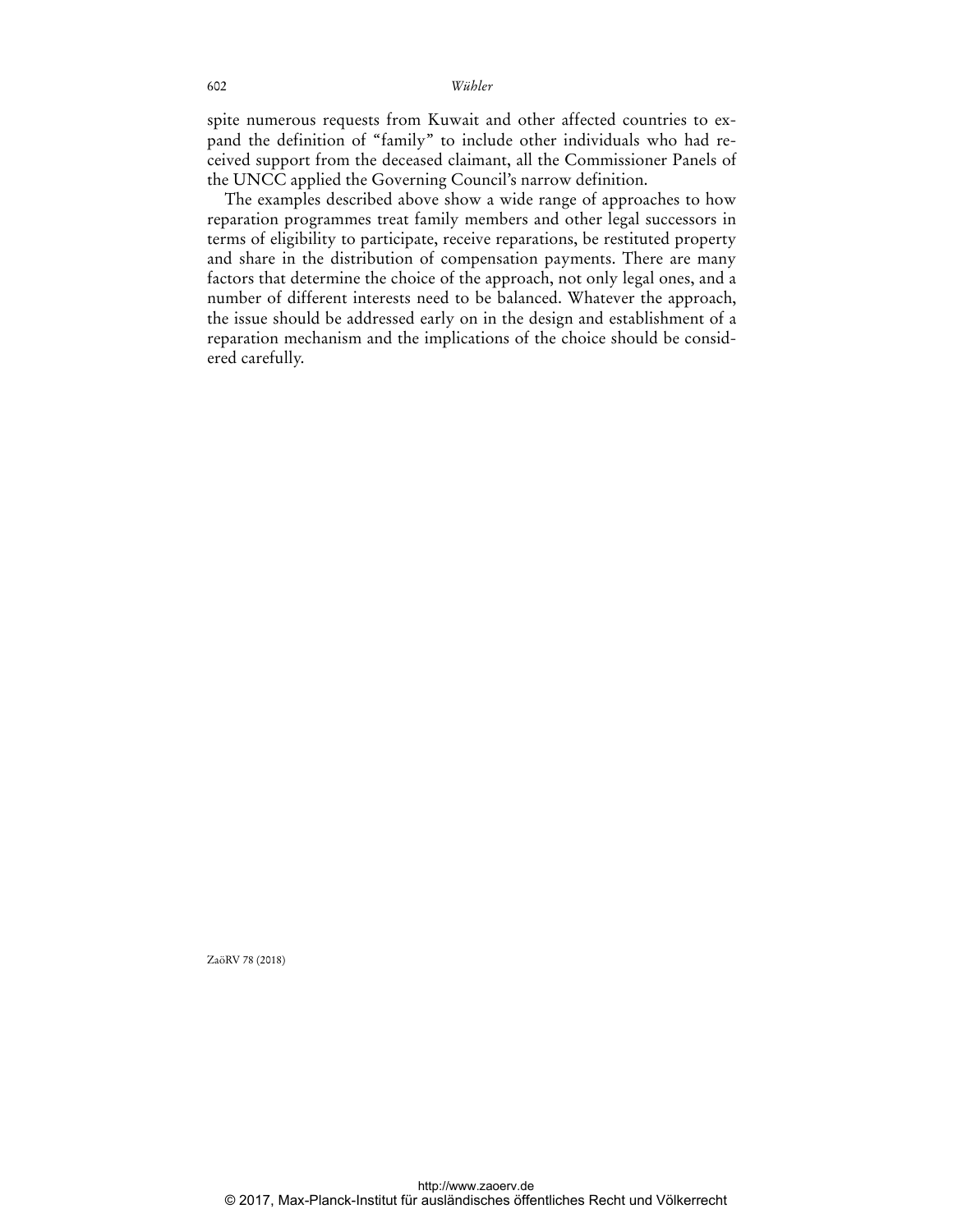spite numerous requests from Kuwait and other affected countries to expand the definition of "family" to include other individuals who had received support from the deceased claimant, all the Commissioner Panels of the UNCC applied the Governing Council's narrow definition.

The examples described above show a wide range of approaches to how reparation programmes treat family members and other legal successors in terms of eligibility to participate, receive reparations, be restituted property and share in the distribution of compensation payments. There are many factors that determine the choice of the approach, not only legal ones, and a number of different interests need to be balanced. Whatever the approach, the issue should be addressed early on in the design and establishment of a reparation mechanism and the implications of the choice should be considered carefully.